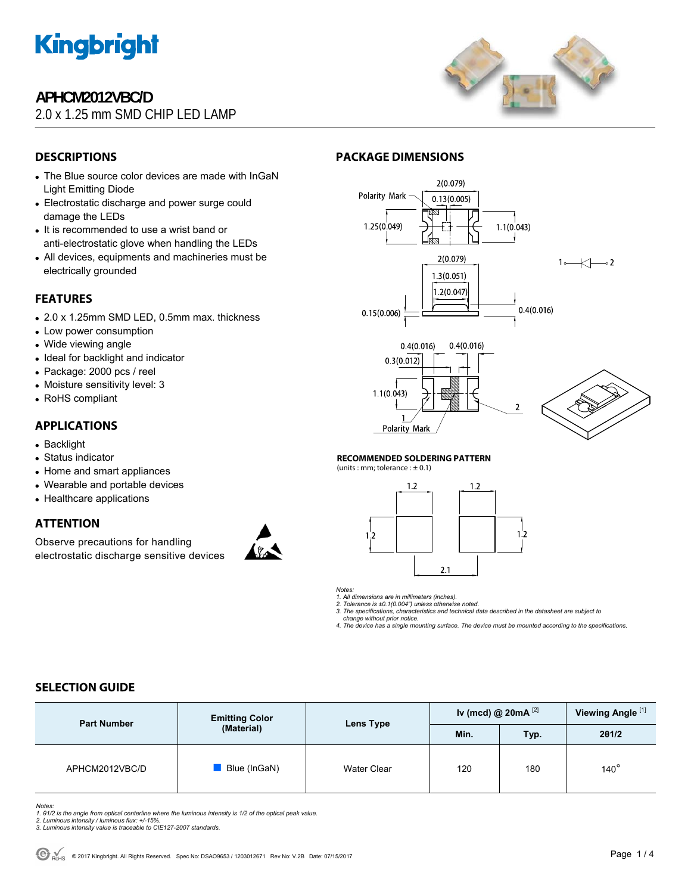# APHCM2012VBC/D

2.0 x 1.25 mm SMD CHIP LED LAMP

## DESCRIPTIONS

- The Blue source color devices are made with InGaN Light Emitting Diode
- Electrostatic discharge and power surge could damage the LEDs
- It is recommended to use a wrist band or anti-electrostatic glove when handling the LEDs
- All devices, equipments and machineries must be electrically grounded

## FEATURES

- 2.0 x 1.25mm SMD LED, 0.5mm max. thickness
- Low power consumption
- Wide viewing angle
- Ideal for backlight and indicator
- Package: 2000 pcs / reel
- Moisture sensitivity level: 3
- RoHS compliant

## APPLICATIONS

- Backlight
- Status indicator
- Home and smart appliances
- Wearable and portable devices
- Healthcare applications

## ATTENTION

Observe precautions for handling electrostatic discharge sensitive devices

## PACKAGE DIMENSIONS

**RECOMMENDED SOLDERING PATTERN**

(units : mm; tolerance : ± 0.1)

*Notes:*
*1. All dimensions are in millimeters (inches).*
*2. Tolerance is ±0.1(0.004") unless otherwise noted.*
*3. The specifications, characteristics and technical data described in the datasheet are subject to change without prior notice.*
*4. The device has a single mounting surface. The device must be mounted according to the specifications.*

## SELECTION GUIDE

| Part Number | Emitting Color (Material) | Lens Type | Iv (mcd) @ 20mA [2] | | Viewing Angle [1] |
|---|---|---|---|---|---|
| | | | Min. | Typ. | 2θ1/2 |
| APHCM2012VBC/D | Blue (InGaN) | Water Clear | 120 | 180 | 140° |

*Notes:*
*1. θ1/2 is the angle from optical centerline where the luminous intensity is 1/2 of the optical peak value.*
*2. Luminous intensity / luminous flux: +/-15%.*
*3. Luminous intensity value is traceable to CIE127-2007 standards.*

© 2017 Kingbright. All Rights Reserved. Spec No: DSAO9653 / 1203012671 Rev No: V.2B Date: 07/15/2017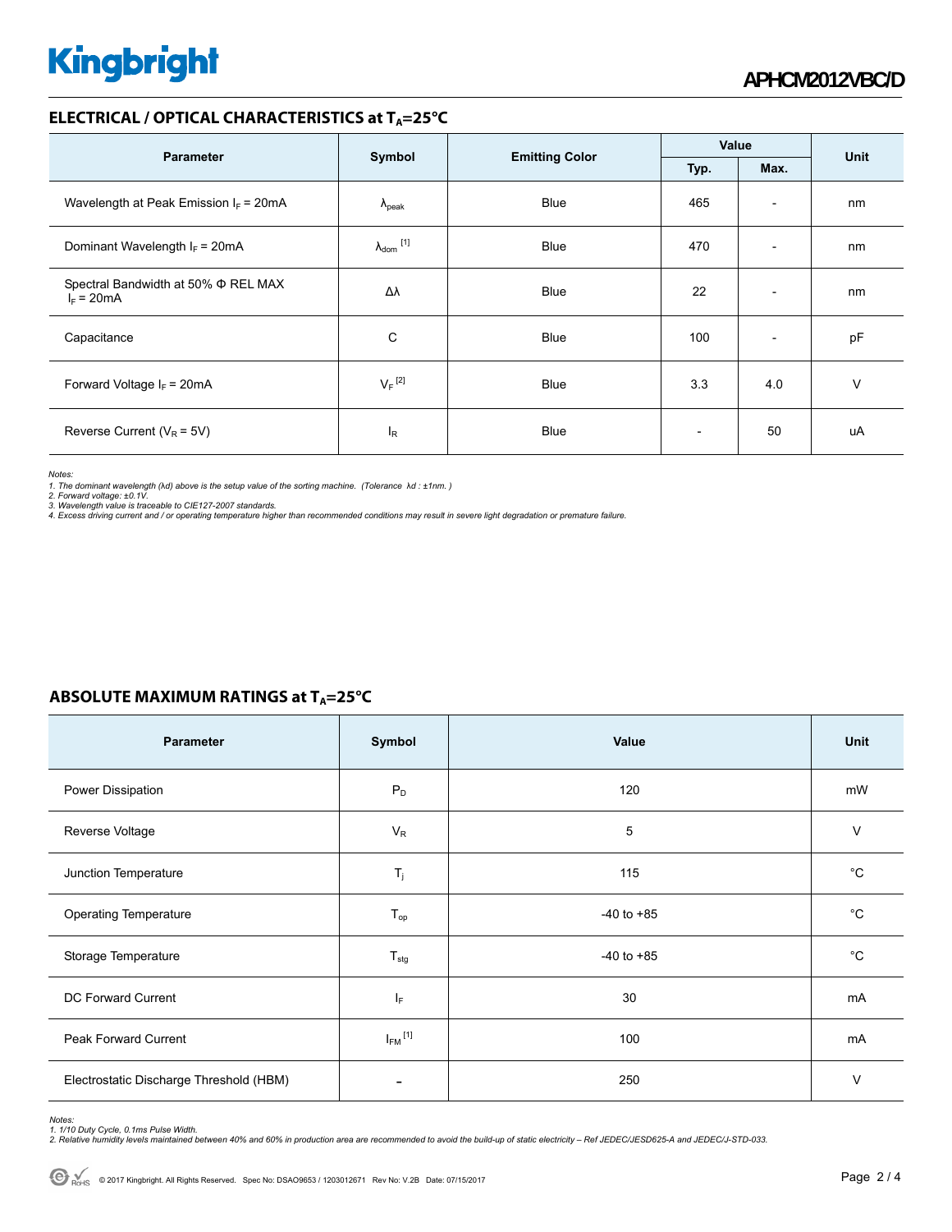## ELECTRICAL / OPTICAL CHARACTERISTICS at $T_A$=25°C

| Parameter | Symbol | Emitting Color | Value | | Unit |
|---|---|---|---|---|---|
| | | | Typ. | Max. | |
| Wavelength at Peak Emission $I_F$ = 20mA | $\lambda_{peak}$ | Blue | 465 | - | nm |
| Dominant Wavelength $I_F$ = 20mA | $\lambda_{dom}$ [1] | Blue | 470 | - | nm |
| Spectral Bandwidth at 50% Φ REL MAX $I_F$ = 20mA | Δλ | Blue | 22 | - | nm |
| Capacitance | C | Blue | 100 | - | pF |
| Forward Voltage $I_F$ = 20mA | $V_F$ [2] | Blue | 3.3 | 4.0 | V |
| Reverse Current ($V_R$ = 5V) | $I_R$ | Blue | - | 50 | uA |

*Notes:*
*1. The dominant wavelength (λd) above is the setup value of the sorting machine. (Tolerance λd : ±1nm. )*
*2. Forward voltage: ±0.1V.*
*3. Wavelength value is traceable to CIE127-2007 standards.*
*4. Excess driving current and / or operating temperature higher than recommended conditions may result in severe light degradation or premature failure.*

## ABSOLUTE MAXIMUM RATINGS at $T_A$=25°C

| Parameter | Symbol | Value | Unit |
|---|---|---|---|
| Power Dissipation | $P_D$ | 120 | mW |
| Reverse Voltage | $V_R$ | 5 | V |
| Junction Temperature | $T_j$ | 115 | °C |
| Operating Temperature | $T_{op}$ | -40 to +85 | °C |
| Storage Temperature | $T_{stg}$ | -40 to +85 | °C |
| DC Forward Current | $I_F$ | 30 | mA |
| Peak Forward Current | $I_{FM}$ [1] | 100 | mA |
| Electrostatic Discharge Threshold (HBM) | - | 250 | V |

*Notes:*
*1. 1/10 Duty Cycle, 0.1ms Pulse Width.*
*2. Relative humidity levels maintained between 40% and 60% in production area are recommended to avoid the build-up of static electricity – Ref JEDEC/JESD625-A and JEDEC/J-STD-033.*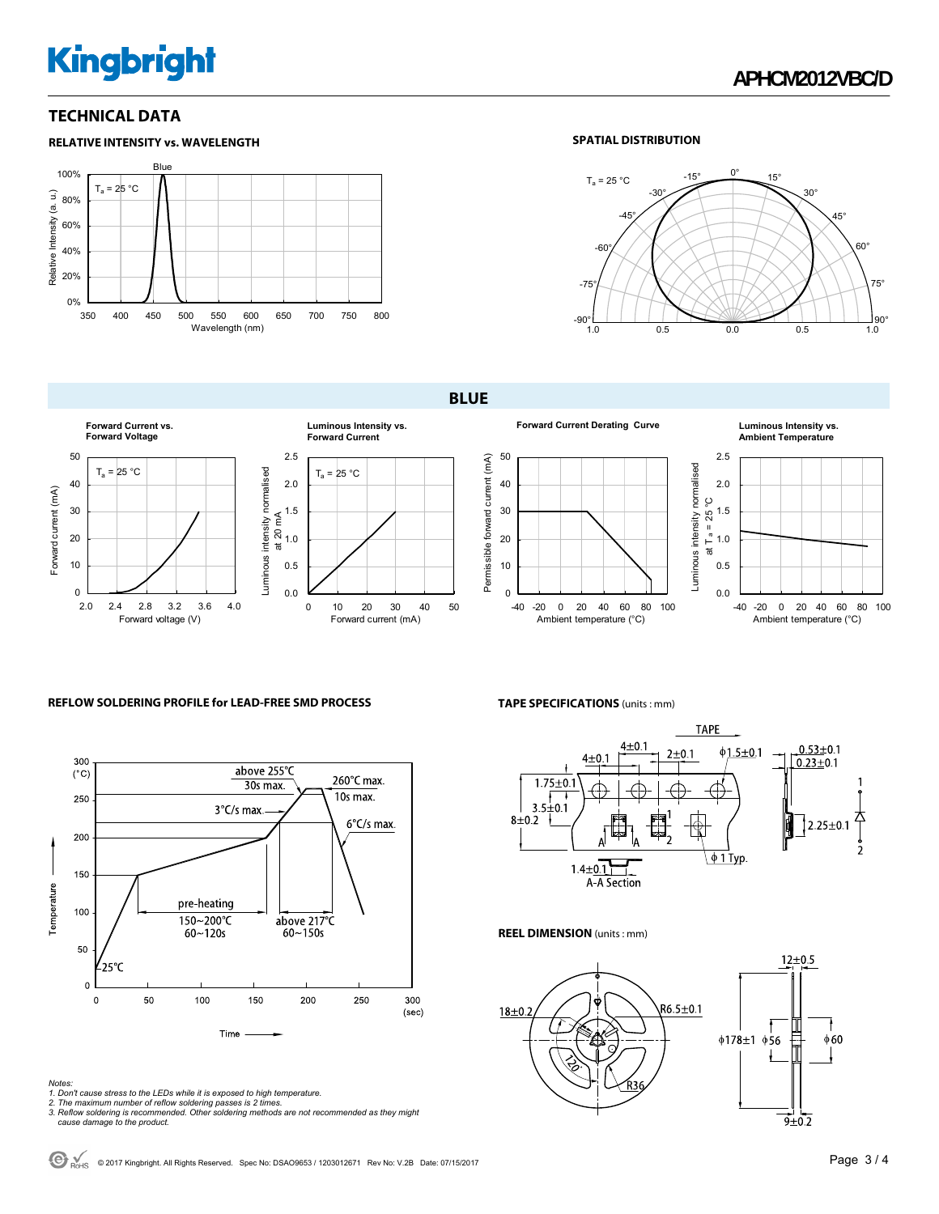## TECHNICAL DATA

### RELATIVE INTENSITY vs. WAVELENGTH

### SPATIAL DISTRIBUTION

## BLUE

**Forward Current vs. Forward Voltage**

**Luminous Intensity vs. Forward Current**

**Forward Current Derating Curve**

**Luminous Intensity vs. Ambient Temperature**

### REFLOW SOLDERING PROFILE for LEAD-FREE SMD PROCESS

### TAPE SPECIFICATIONS (units : mm)

### REEL DIMENSION (units : mm)

*Notes:*
*1. Don't cause stress to the LEDs while it is exposed to high temperature.*
*2. The maximum number of reflow soldering passes is 2 times.*
*3. Reflow soldering is recommended. Other soldering methods are not recommended as they might cause damage to the product.*

© 2017 Kingbright. All Rights Reserved. Spec No: DSAO9653 / 1203012671 Rev No: V.2B Date: 07/15/2017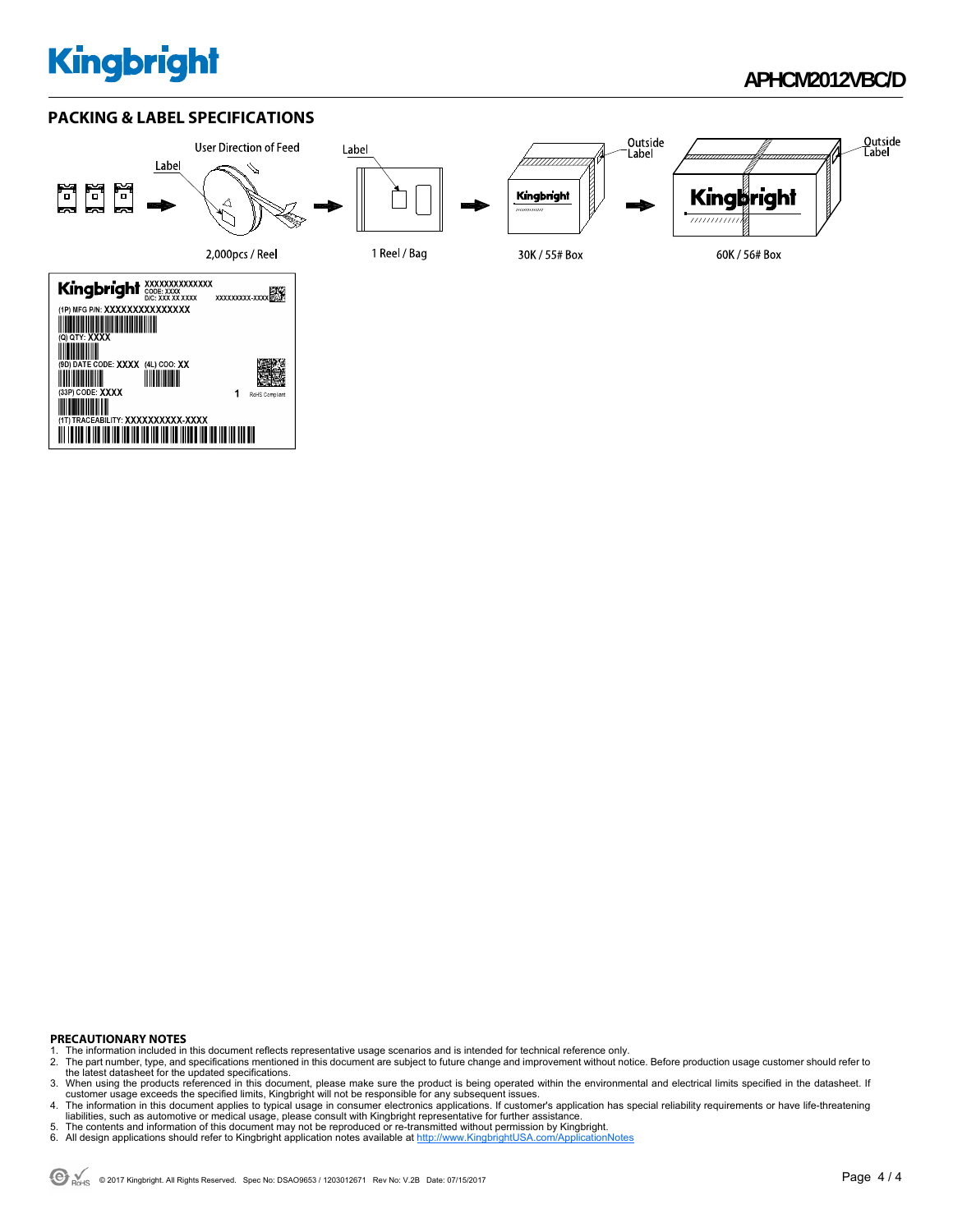## PACKING & LABEL SPECIFICATIONS

Label

User Direction of Feed

Label

Outside Label

Outside Label

2,000pcs / Reel

1 Reel / Bag

30K / 55# Box

60K / 56# Box

Kingbright XXXXXXXXXXXXXX
CODE: XXXX
D/C: XXX XX XXXX
XXXXXXXXX-XXXX

(1P) MFG P/N: XXXXXXXXXXXXXXX

(Q) QTY: XXXX

(9D) DATE CODE: XXXX (4L) COO: XX

(33P) CODE: XXXX 1 RoHS Compliant

(1T) TRACEABILITY: XXXXXXXXXX-XXXX

**PRECAUTIONARY NOTES**

1. The information included in this document reflects representative usage scenarios and is intended for technical reference only.
2. The part number, type, and specifications mentioned in this document are subject to future change and improvement without notice. Before production usage customer should refer to the latest datasheet for the updated specifications.
3. When using the products referenced in this document, please make sure the product is being operated within the environmental and electrical limits specified in the datasheet. If customer usage exceeds the specified limits, Kingbright will not be responsible for any subsequent issues.
4. The information in this document applies to typical usage in consumer electronics applications. If customer's application has special reliability requirements or have life-threatening liabilities, such as automotive or medical usage, please consult with Kingbright representative for further assistance.
5. The contents and information of this document may not be reproduced or re-transmitted without permission by Kingbright.
6. All design applications should refer to Kingbright application notes available at http://www.KingbrightUSA.com/ApplicationNotes

© 2017 Kingbright. All Rights Reserved. Spec No: DSAO9653 / 1203012671 Rev No: V.2B Date: 07/15/2017